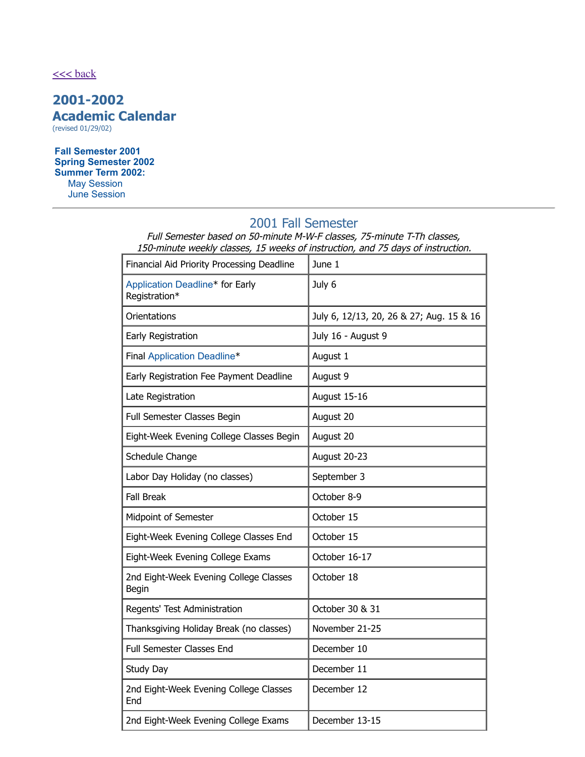<<< back

# 2001-2002 Academic Calendar

(revised 01/29/02)

**Fall Semester 2001**
**Spring Semester 2002**
**Summer Term 2002:**
- May Session
- June Session

---

## 2001 Fall Semester

*Full Semester based on 50-minute M-W-F classes, 75-minute T-Th classes, 150-minute weekly classes, 15 weeks of instruction, and 75 days of instruction.*

| Event | Date |
|---|---|
| Financial Aid Priority Processing Deadline | June 1 |
| Application Deadline* for Early Registration* | July 6 |
| Orientations | July 6, 12/13, 20, 26 & 27; Aug. 15 & 16 |
| Early Registration | July 16 - August 9 |
| Final Application Deadline* | August 1 |
| Early Registration Fee Payment Deadline | August 9 |
| Late Registration | August 15-16 |
| Full Semester Classes Begin | August 20 |
| Eight-Week Evening College Classes Begin | August 20 |
| Schedule Change | August 20-23 |
| Labor Day Holiday (no classes) | September 3 |
| Fall Break | October 8-9 |
| Midpoint of Semester | October 15 |
| Eight-Week Evening College Classes End | October 15 |
| Eight-Week Evening College Exams | October 16-17 |
| 2nd Eight-Week Evening College Classes Begin | October 18 |
| Regents' Test Administration | October 30 & 31 |
| Thanksgiving Holiday Break (no classes) | November 21-25 |
| Full Semester Classes End | December 10 |
| Study Day | December 11 |
| 2nd Eight-Week Evening College Classes End | December 12 |
| 2nd Eight-Week Evening College Exams | December 13-15 |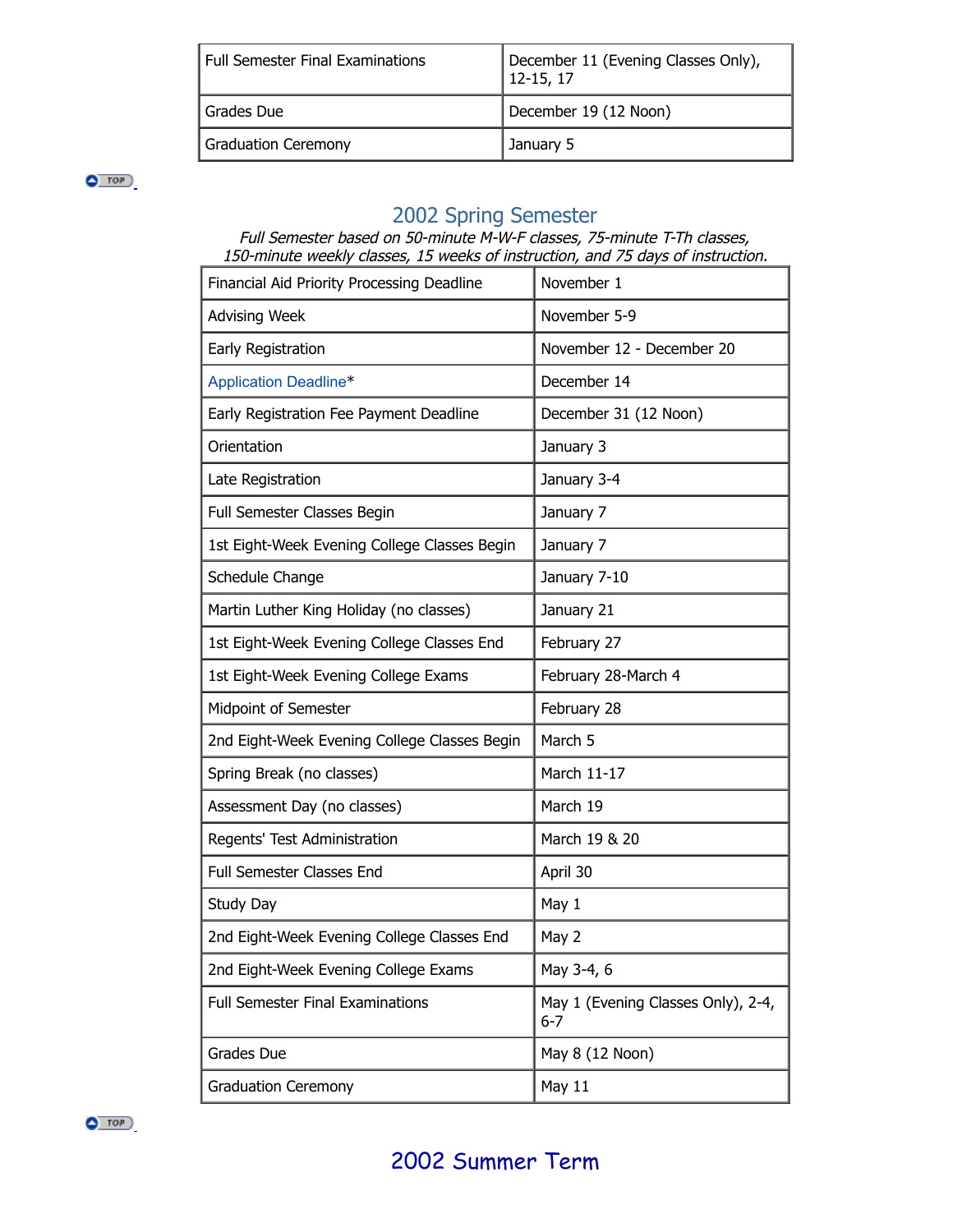| Full Semester Final Examinations | December 11 (Evening Classes Only), 12-15, 17 |
|---|---|
| Grades Due | December 19 (12 Noon) |
| Graduation Ceremony | January 5 |

## 2002 Spring Semester

*Full Semester based on 50-minute M-W-F classes, 75-minute T-Th classes, 150-minute weekly classes, 15 weeks of instruction, and 75 days of instruction.*

| Financial Aid Priority Processing Deadline | November 1 |
|---|---|
| Advising Week | November 5-9 |
| Early Registration | November 12 - December 20 |
| Application Deadline* | December 14 |
| Early Registration Fee Payment Deadline | December 31 (12 Noon) |
| Orientation | January 3 |
| Late Registration | January 3-4 |
| Full Semester Classes Begin | January 7 |
| 1st Eight-Week Evening College Classes Begin | January 7 |
| Schedule Change | January 7-10 |
| Martin Luther King Holiday (no classes) | January 21 |
| 1st Eight-Week Evening College Classes End | February 27 |
| 1st Eight-Week Evening College Exams | February 28-March 4 |
| Midpoint of Semester | February 28 |
| 2nd Eight-Week Evening College Classes Begin | March 5 |
| Spring Break (no classes) | March 11-17 |
| Assessment Day (no classes) | March 19 |
| Regents' Test Administration | March 19 & 20 |
| Full Semester Classes End | April 30 |
| Study Day | May 1 |
| 2nd Eight-Week Evening College Classes End | May 2 |
| 2nd Eight-Week Evening College Exams | May 3-4, 6 |
| Full Semester Final Examinations | May 1 (Evening Classes Only), 2-4, 6-7 |
| Grades Due | May 8 (12 Noon) |
| Graduation Ceremony | May 11 |

## 2002 Summer Term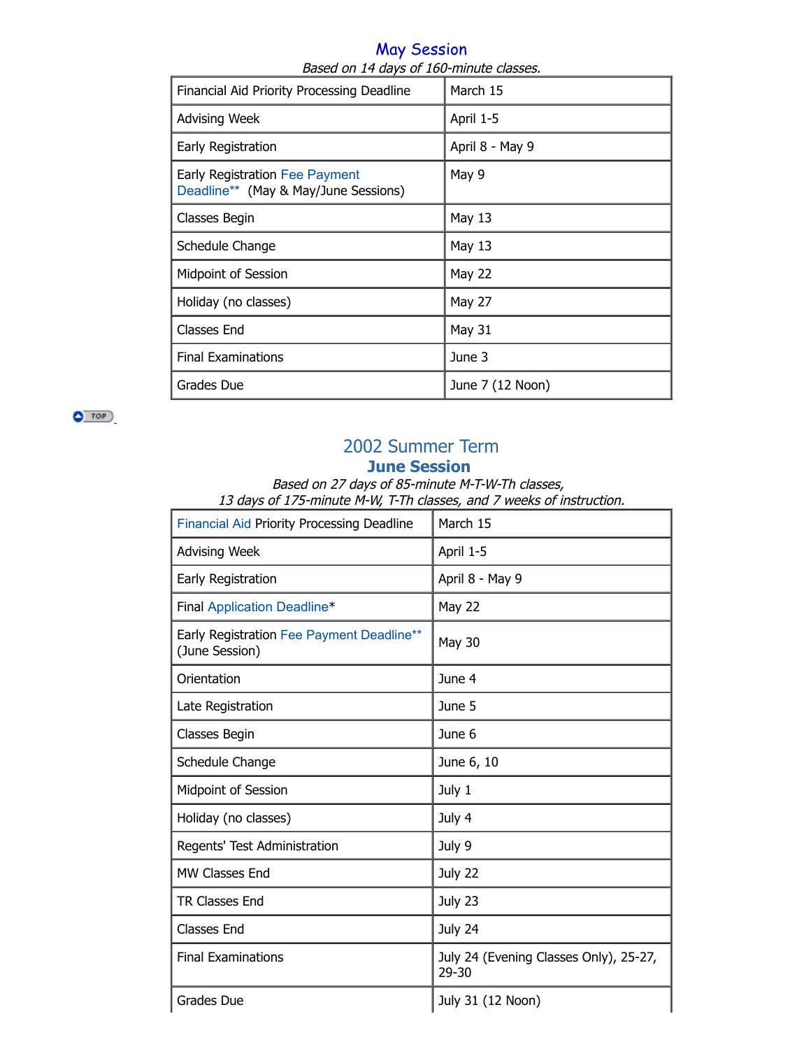## May Session

*Based on 14 days of 160-minute classes.*

| | |
|---|---|
| Financial Aid Priority Processing Deadline | March 15 |
| Advising Week | April 1-5 |
| Early Registration | April 8 - May 9 |
| Early Registration Fee Payment Deadline** (May & May/June Sessions) | May 9 |
| Classes Begin | May 13 |
| Schedule Change | May 13 |
| Midpoint of Session | May 22 |
| Holiday (no classes) | May 27 |
| Classes End | May 31 |
| Final Examinations | June 3 |
| Grades Due | June 7 (12 Noon) |

## 2002 Summer Term

### June Session

*Based on 27 days of 85-minute M-T-W-Th classes, 13 days of 175-minute M-W, T-Th classes, and 7 weeks of instruction.*

| | |
|---|---|
| Financial Aid Priority Processing Deadline | March 15 |
| Advising Week | April 1-5 |
| Early Registration | April 8 - May 9 |
| Final Application Deadline* | May 22 |
| Early Registration Fee Payment Deadline** (June Session) | May 30 |
| Orientation | June 4 |
| Late Registration | June 5 |
| Classes Begin | June 6 |
| Schedule Change | June 6, 10 |
| Midpoint of Session | July 1 |
| Holiday (no classes) | July 4 |
| Regents' Test Administration | July 9 |
| MW Classes End | July 22 |
| TR Classes End | July 23 |
| Classes End | July 24 |
| Final Examinations | July 24 (Evening Classes Only), 25-27, 29-30 |
| Grades Due | July 31 (12 Noon) |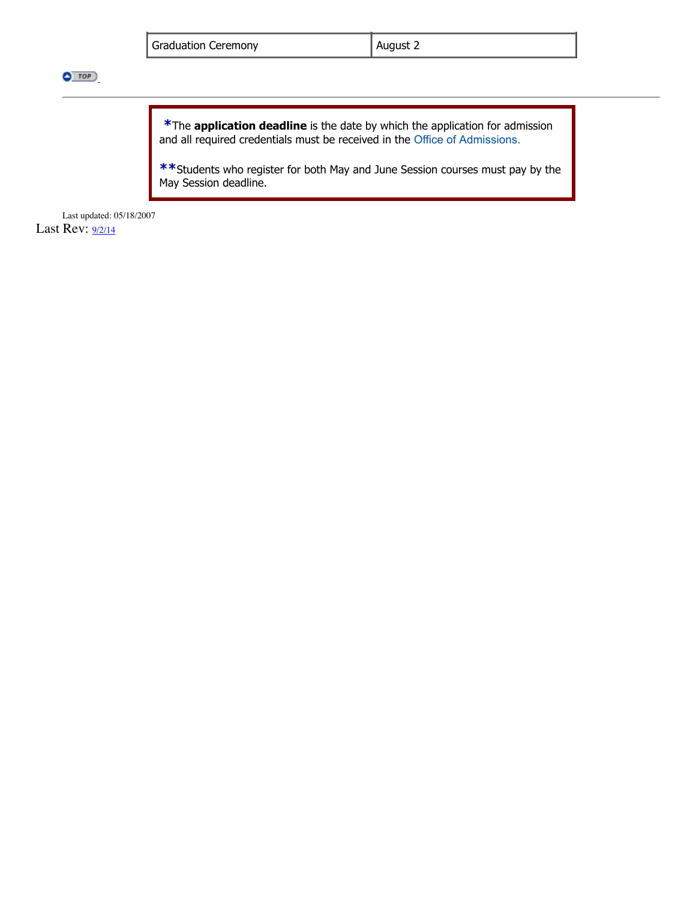| | |
|---|---|
| Graduation Ceremony | August 2 |

TOP

---

*The **application deadline** is the date by which the application for admission and all required credentials must be received in the Office of Admissions.

**Students who register for both May and June Session courses must pay by the May Session deadline.

Last updated: 05/18/2007

Last Rev: 9/2/14